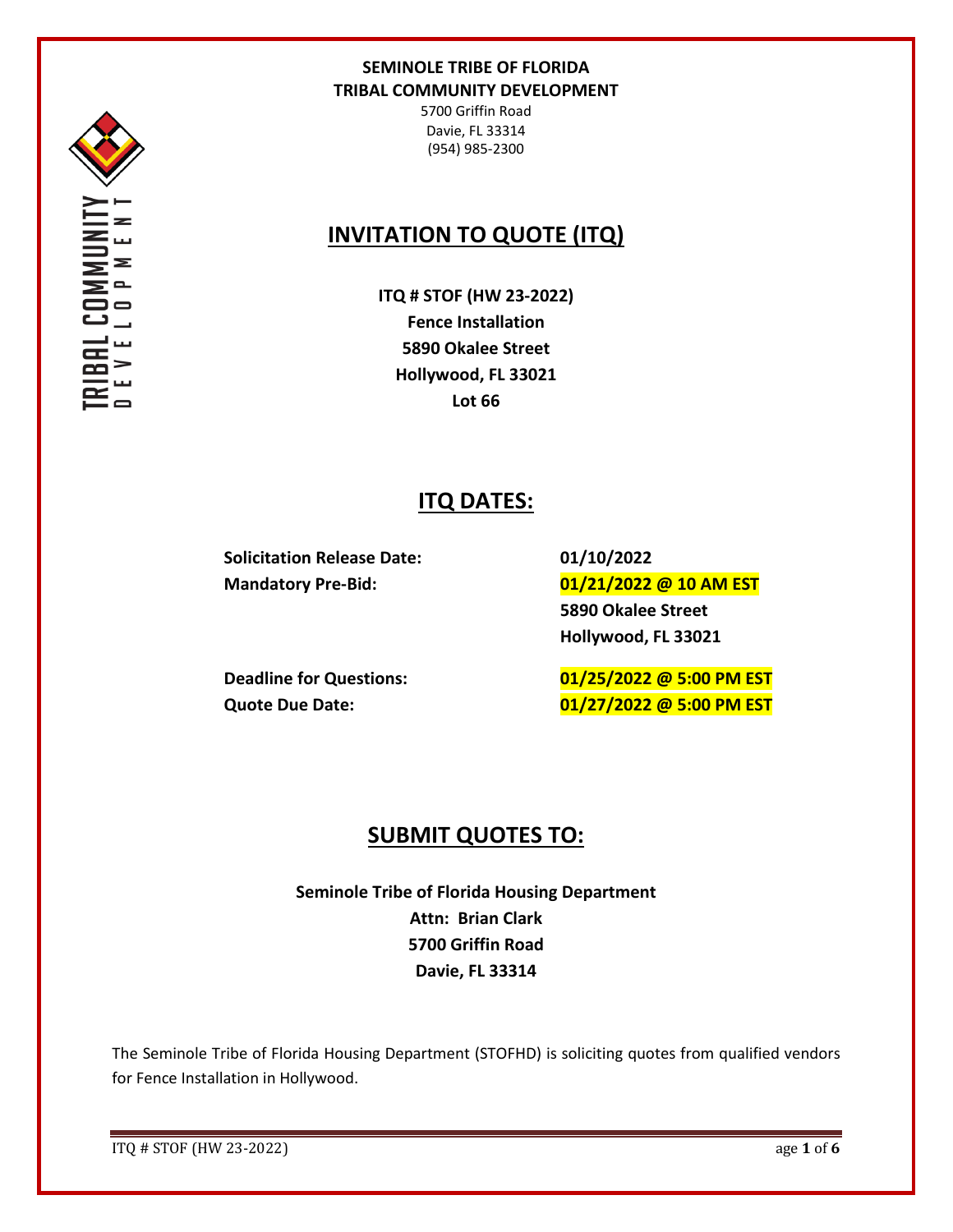**SEMINOLE TRIBE OF FLORIDA**
**TRIBAL COMMUNITY DEVELOPMENT**

5700 Griffin Road
Davie, FL 33314
(954) 985-2300

# INVITATION TO QUOTE (ITQ)

**ITQ # STOF (HW 23-2022)**
**Fence Installation**
**5890 Okalee Street**
**Hollywood, FL 33021**
**Lot 66**

## ITQ DATES:

| | |
|---|---|
| **Solicitation Release Date:** | **01/10/2022** |
| **Mandatory Pre-Bid:** | **01/21/2022 @ 10 AM EST**<br>**5890 Okalee Street**<br>**Hollywood, FL 33021** |
| **Deadline for Questions:** | **01/25/2022 @ 5:00 PM EST** |
| **Quote Due Date:** | **01/27/2022 @ 5:00 PM EST** |

## SUBMIT QUOTES TO:

**Seminole Tribe of Florida Housing Department**
**Attn: Brian Clark**
**5700 Griffin Road**
**Davie, FL 33314**

The Seminole Tribe of Florida Housing Department (STOFHD) is soliciting quotes from qualified vendors for Fence Installation in Hollywood.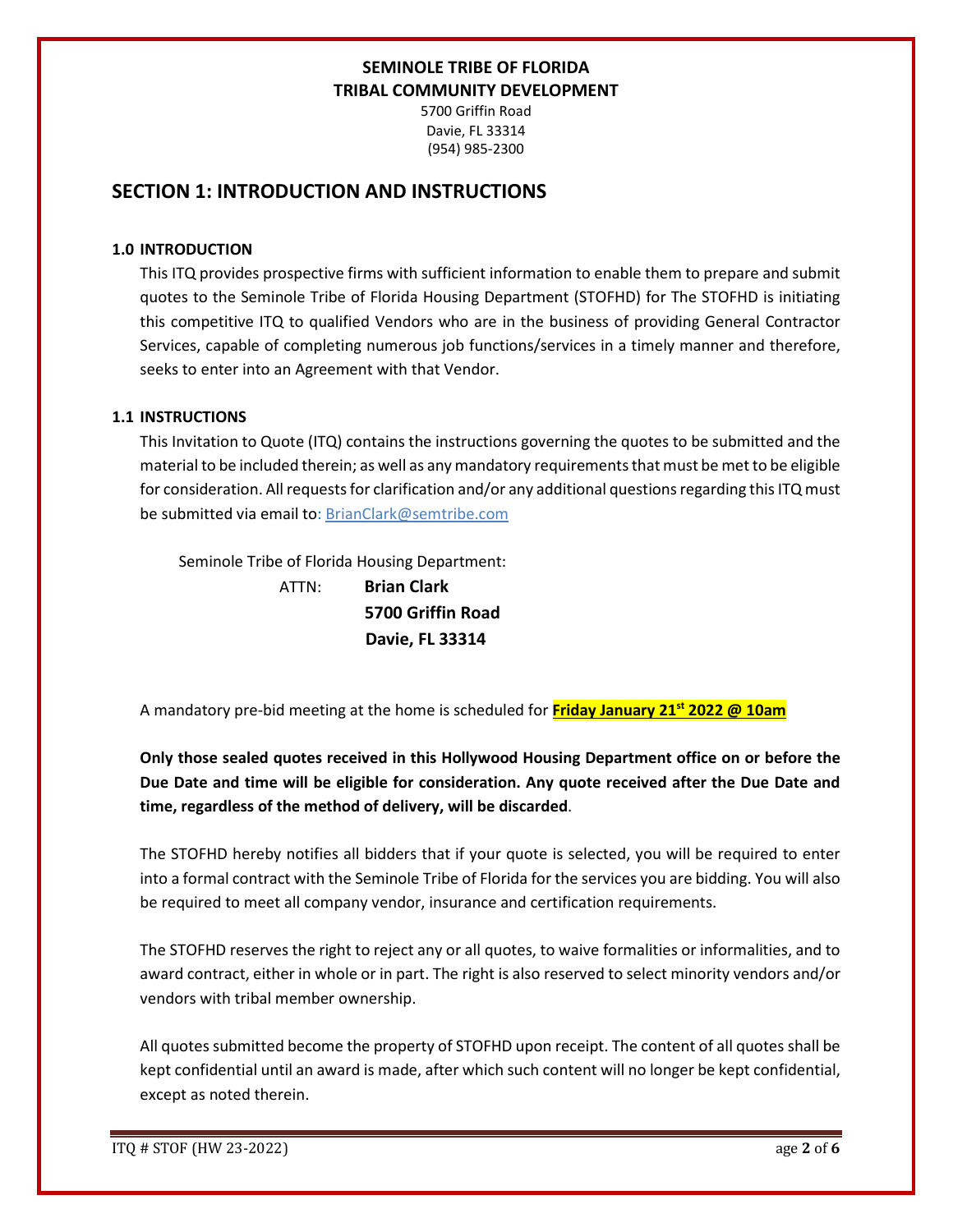**SEMINOLE TRIBE OF FLORIDA**
**TRIBAL COMMUNITY DEVELOPMENT**
5700 Griffin Road
Davie, FL 33314
(954) 985-2300

## SECTION 1: INTRODUCTION AND INSTRUCTIONS

### 1.0 INTRODUCTION

This ITQ provides prospective firms with sufficient information to enable them to prepare and submit quotes to the Seminole Tribe of Florida Housing Department (STOFHD) for The STOFHD is initiating this competitive ITQ to qualified Vendors who are in the business of providing General Contractor Services, capable of completing numerous job functions/services in a timely manner and therefore, seeks to enter into an Agreement with that Vendor.

### 1.1 INSTRUCTIONS

This Invitation to Quote (ITQ) contains the instructions governing the quotes to be submitted and the material to be included therein; as well as any mandatory requirements that must be met to be eligible for consideration. All requests for clarification and/or any additional questions regarding this ITQ must be submitted via email to: BrianClark@semtribe.com

Seminole Tribe of Florida Housing Department:

ATTN: **Brian Clark**
**5700 Griffin Road**
**Davie, FL 33314**

A mandatory pre-bid meeting at the home is scheduled for **Friday January 21st 2022 @ 10am**

**Only those sealed quotes received in this Hollywood Housing Department office on or before the Due Date and time will be eligible for consideration. Any quote received after the Due Date and time, regardless of the method of delivery, will be discarded**.

The STOFHD hereby notifies all bidders that if your quote is selected, you will be required to enter into a formal contract with the Seminole Tribe of Florida for the services you are bidding. You will also be required to meet all company vendor, insurance and certification requirements.

The STOFHD reserves the right to reject any or all quotes, to waive formalities or informalities, and to award contract, either in whole or in part. The right is also reserved to select minority vendors and/or vendors with tribal member ownership.

All quotes submitted become the property of STOFHD upon receipt. The content of all quotes shall be kept confidential until an award is made, after which such content will no longer be kept confidential, except as noted therein.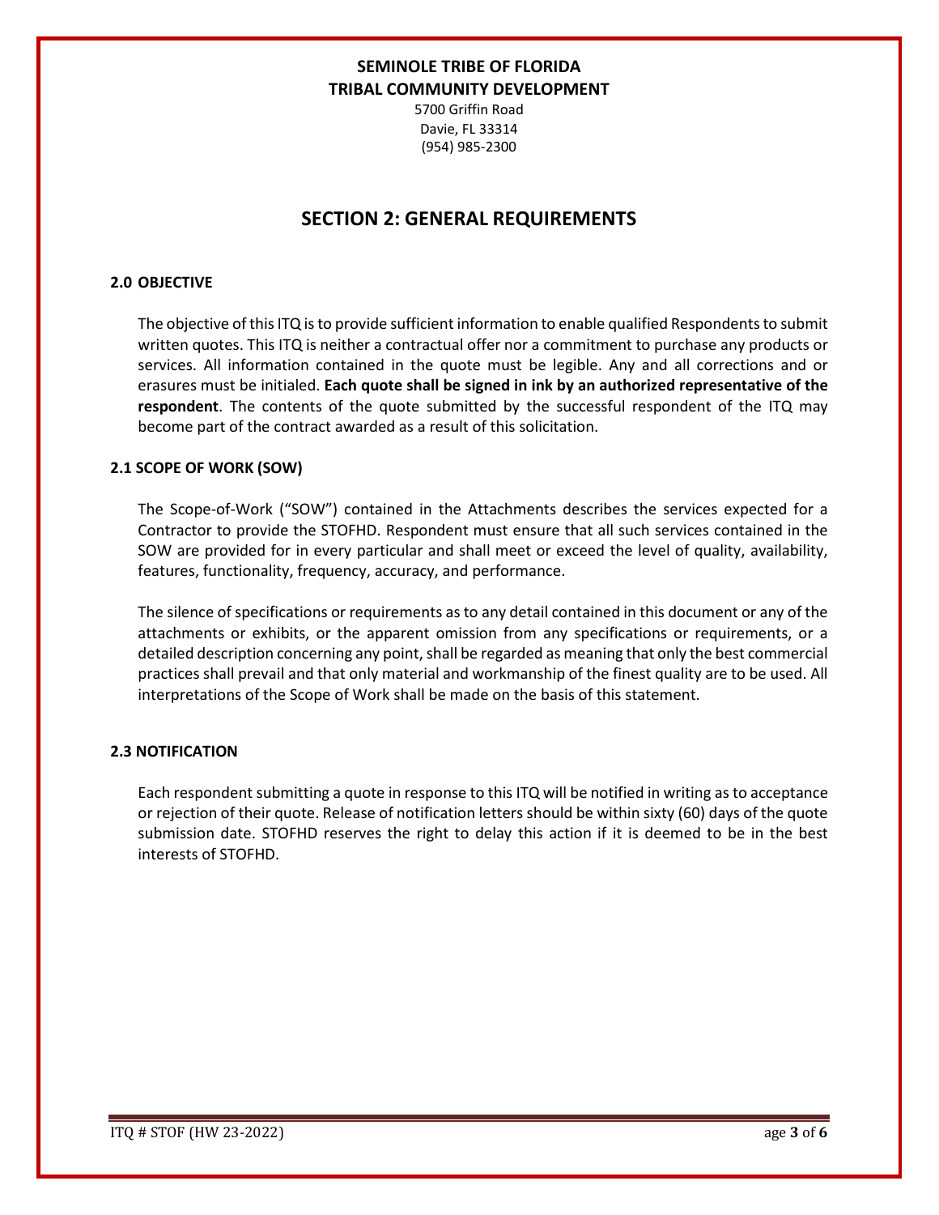**SEMINOLE TRIBE OF FLORIDA**
**TRIBAL COMMUNITY DEVELOPMENT**

5700 Griffin Road
Davie, FL 33314
(954) 985-2300

# SECTION 2: GENERAL REQUIREMENTS

### 2.0 OBJECTIVE

The objective of this ITQ is to provide sufficient information to enable qualified Respondents to submit written quotes. This ITQ is neither a contractual offer nor a commitment to purchase any products or services. All information contained in the quote must be legible. Any and all corrections and or erasures must be initialed. **Each quote shall be signed in ink by an authorized representative of the respondent**. The contents of the quote submitted by the successful respondent of the ITQ may become part of the contract awarded as a result of this solicitation.

### 2.1 SCOPE OF WORK (SOW)

The Scope-of-Work ("SOW") contained in the Attachments describes the services expected for a Contractor to provide the STOFHD. Respondent must ensure that all such services contained in the SOW are provided for in every particular and shall meet or exceed the level of quality, availability, features, functionality, frequency, accuracy, and performance.

The silence of specifications or requirements as to any detail contained in this document or any of the attachments or exhibits, or the apparent omission from any specifications or requirements, or a detailed description concerning any point, shall be regarded as meaning that only the best commercial practices shall prevail and that only material and workmanship of the finest quality are to be used. All interpretations of the Scope of Work shall be made on the basis of this statement.

### 2.3 NOTIFICATION

Each respondent submitting a quote in response to this ITQ will be notified in writing as to acceptance or rejection of their quote. Release of notification letters should be within sixty (60) days of the quote submission date. STOFHD reserves the right to delay this action if it is deemed to be in the best interests of STOFHD.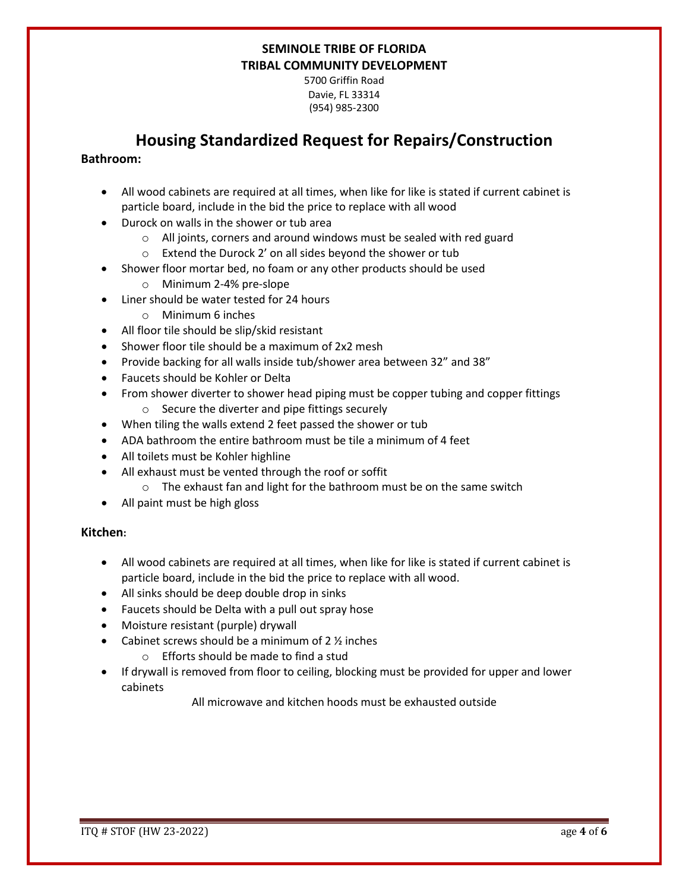**SEMINOLE TRIBE OF FLORIDA**
**TRIBAL COMMUNITY DEVELOPMENT**

5700 Griffin Road
Davie, FL 33314
(954) 985-2300

# Housing Standardized Request for Repairs/Construction

**Bathroom:**

- All wood cabinets are required at all times, when like for like is stated if current cabinet is particle board, include in the bid the price to replace with all wood
- Durock on walls in the shower or tub area
  - All joints, corners and around windows must be sealed with red guard
  - Extend the Durock 2' on all sides beyond the shower or tub
- Shower floor mortar bed, no foam or any other products should be used
  - Minimum 2-4% pre-slope
- Liner should be water tested for 24 hours
  - Minimum 6 inches
- All floor tile should be slip/skid resistant
- Shower floor tile should be a maximum of 2x2 mesh
- Provide backing for all walls inside tub/shower area between 32" and 38"
- Faucets should be Kohler or Delta
- From shower diverter to shower head piping must be copper tubing and copper fittings
  - Secure the diverter and pipe fittings securely
- When tiling the walls extend 2 feet passed the shower or tub
- ADA bathroom the entire bathroom must be tile a minimum of 4 feet
- All toilets must be Kohler highline
- All exhaust must be vented through the roof or soffit
  - The exhaust fan and light for the bathroom must be on the same switch
- All paint must be high gloss

**Kitchen:**

- All wood cabinets are required at all times, when like for like is stated if current cabinet is particle board, include in the bid the price to replace with all wood.
- All sinks should be deep double drop in sinks
- Faucets should be Delta with a pull out spray hose
- Moisture resistant (purple) drywall
- Cabinet screws should be a minimum of 2 ½ inches
  - Efforts should be made to find a stud
- If drywall is removed from floor to ceiling, blocking must be provided for upper and lower cabinets

All microwave and kitchen hoods must be exhausted outside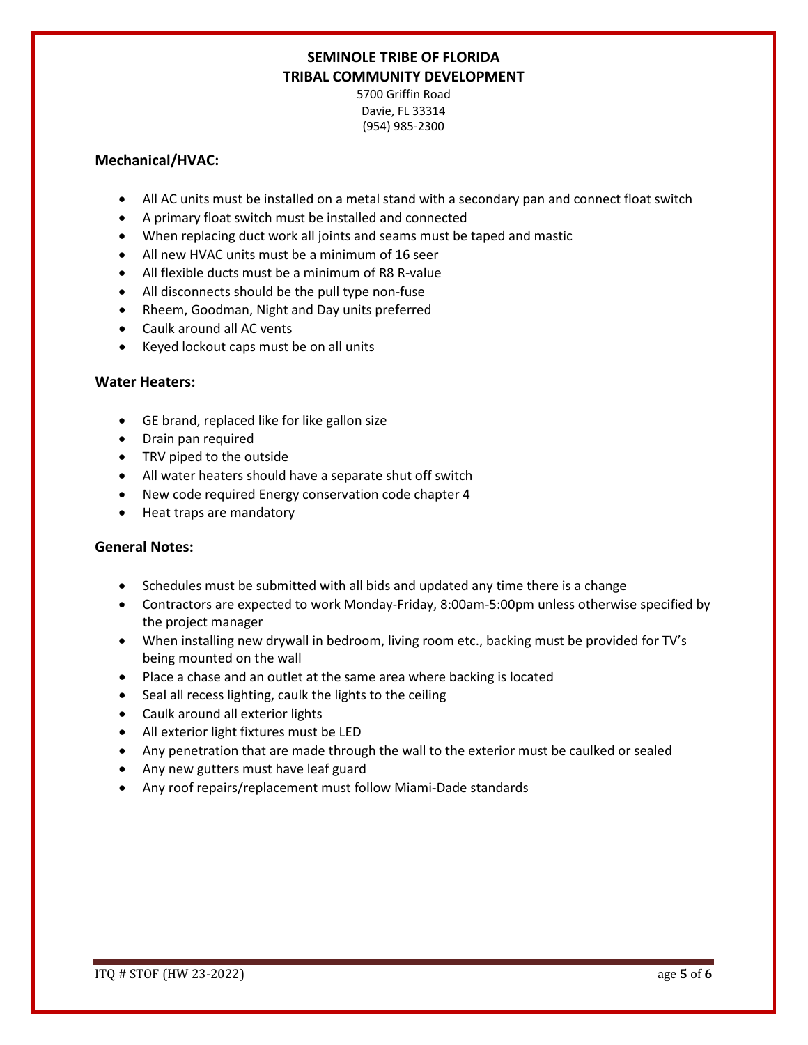**SEMINOLE TRIBE OF FLORIDA**
**TRIBAL COMMUNITY DEVELOPMENT**
5700 Griffin Road
Davie, FL 33314
(954) 985-2300

### Mechanical/HVAC:

- All AC units must be installed on a metal stand with a secondary pan and connect float switch
- A primary float switch must be installed and connected
- When replacing duct work all joints and seams must be taped and mastic
- All new HVAC units must be a minimum of 16 seer
- All flexible ducts must be a minimum of R8 R-value
- All disconnects should be the pull type non-fuse
- Rheem, Goodman, Night and Day units preferred
- Caulk around all AC vents
- Keyed lockout caps must be on all units

### Water Heaters:

- GE brand, replaced like for like gallon size
- Drain pan required
- TRV piped to the outside
- All water heaters should have a separate shut off switch
- New code required Energy conservation code chapter 4
- Heat traps are mandatory

### General Notes:

- Schedules must be submitted with all bids and updated any time there is a change
- Contractors are expected to work Monday-Friday, 8:00am-5:00pm unless otherwise specified by the project manager
- When installing new drywall in bedroom, living room etc., backing must be provided for TV's being mounted on the wall
- Place a chase and an outlet at the same area where backing is located
- Seal all recess lighting, caulk the lights to the ceiling
- Caulk around all exterior lights
- All exterior light fixtures must be LED
- Any penetration that are made through the wall to the exterior must be caulked or sealed
- Any new gutters must have leaf guard
- Any roof repairs/replacement must follow Miami-Dade standards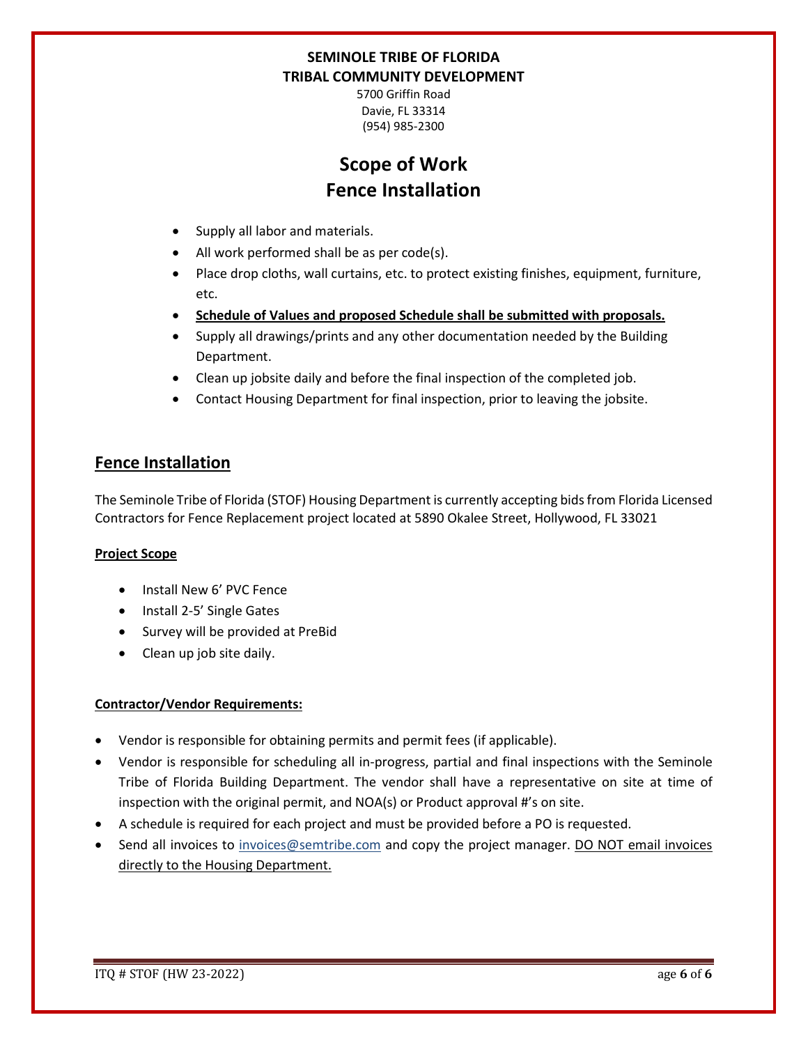**SEMINOLE TRIBE OF FLORIDA**
**TRIBAL COMMUNITY DEVELOPMENT**

5700 Griffin Road
Davie, FL 33314
(954) 985-2300

# Scope of Work
# Fence Installation

- Supply all labor and materials.
- All work performed shall be as per code(s).
- Place drop cloths, wall curtains, etc. to protect existing finishes, equipment, furniture, etc.
- **Schedule of Values and proposed Schedule shall be submitted with proposals.**
- Supply all drawings/prints and any other documentation needed by the Building Department.
- Clean up jobsite daily and before the final inspection of the completed job.
- Contact Housing Department for final inspection, prior to leaving the jobsite.

## Fence Installation

The Seminole Tribe of Florida (STOF) Housing Department is currently accepting bids from Florida Licensed Contractors for Fence Replacement project located at 5890 Okalee Street, Hollywood, FL 33021

### Project Scope

- Install New 6' PVC Fence
- Install 2-5' Single Gates
- Survey will be provided at PreBid
- Clean up job site daily.

### Contractor/Vendor Requirements:

- Vendor is responsible for obtaining permits and permit fees (if applicable).
- Vendor is responsible for scheduling all in-progress, partial and final inspections with the Seminole Tribe of Florida Building Department. The vendor shall have a representative on site at time of inspection with the original permit, and NOA(s) or Product approval #'s on site.
- A schedule is required for each project and must be provided before a PO is requested.
- Send all invoices to invoices@semtribe.com and copy the project manager. DO NOT email invoices directly to the Housing Department.

ITQ # STOF (HW 23-2022)